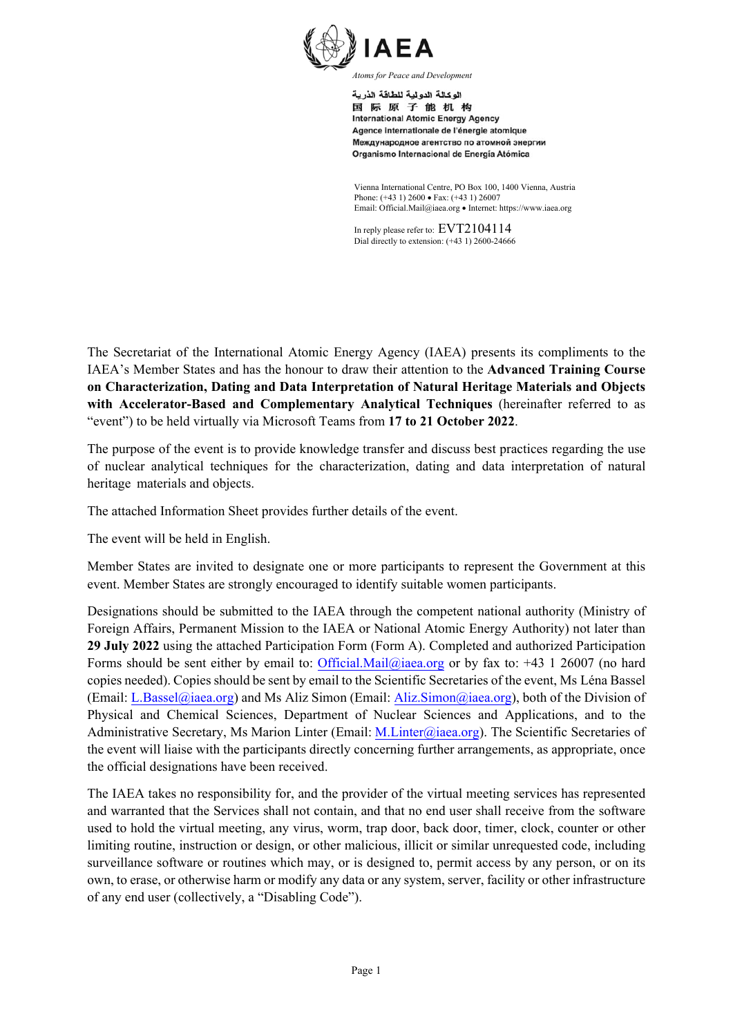**IAEA**

*Atoms for Peace and Development*

الوكالة الدولية للطاقة الذرية
国 际 原 子 能 机 构
International Atomic Energy Agency
Agence internationale de l'énergie atomique
Международное агентство по атомной энергии
Organismo Internacional de Energía Atómica

Vienna International Centre, PO Box 100, 1400 Vienna, Austria
Phone: (+43 1) 2600 • Fax: (+43 1) 26007
Email: Official.Mail@iaea.org • Internet: https://www.iaea.org

In reply please refer to: EVT2104114
Dial directly to extension: (+43 1) 2600-24666

The Secretariat of the International Atomic Energy Agency (IAEA) presents its compliments to the IAEA's Member States and has the honour to draw their attention to the **Advanced Training Course on Characterization, Dating and Data Interpretation of Natural Heritage Materials and Objects with Accelerator-Based and Complementary Analytical Techniques** (hereinafter referred to as "event") to be held virtually via Microsoft Teams from **17 to 21 October 2022**.

The purpose of the event is to provide knowledge transfer and discuss best practices regarding the use of nuclear analytical techniques for the characterization, dating and data interpretation of natural heritage materials and objects.

The attached Information Sheet provides further details of the event.

The event will be held in English.

Member States are invited to designate one or more participants to represent the Government at this event. Member States are strongly encouraged to identify suitable women participants.

Designations should be submitted to the IAEA through the competent national authority (Ministry of Foreign Affairs, Permanent Mission to the IAEA or National Atomic Energy Authority) not later than **29 July 2022** using the attached Participation Form (Form A). Completed and authorized Participation Forms should be sent either by email to: Official.Mail@iaea.org or by fax to: +43 1 26007 (no hard copies needed). Copies should be sent by email to the Scientific Secretaries of the event, Ms Léna Bassel (Email: L.Bassel@iaea.org) and Ms Aliz Simon (Email: Aliz.Simon@iaea.org), both of the Division of Physical and Chemical Sciences, Department of Nuclear Sciences and Applications, and to the Administrative Secretary, Ms Marion Linter (Email: M.Linter@iaea.org). The Scientific Secretaries of the event will liaise with the participants directly concerning further arrangements, as appropriate, once the official designations have been received.

The IAEA takes no responsibility for, and the provider of the virtual meeting services has represented and warranted that the Services shall not contain, and that no end user shall receive from the software used to hold the virtual meeting, any virus, worm, trap door, back door, timer, clock, counter or other limiting routine, instruction or design, or other malicious, illicit or similar unrequested code, including surveillance software or routines which may, or is designed to, permit access by any person, or on its own, to erase, or otherwise harm or modify any data or any system, server, facility or other infrastructure of any end user (collectively, a "Disabling Code").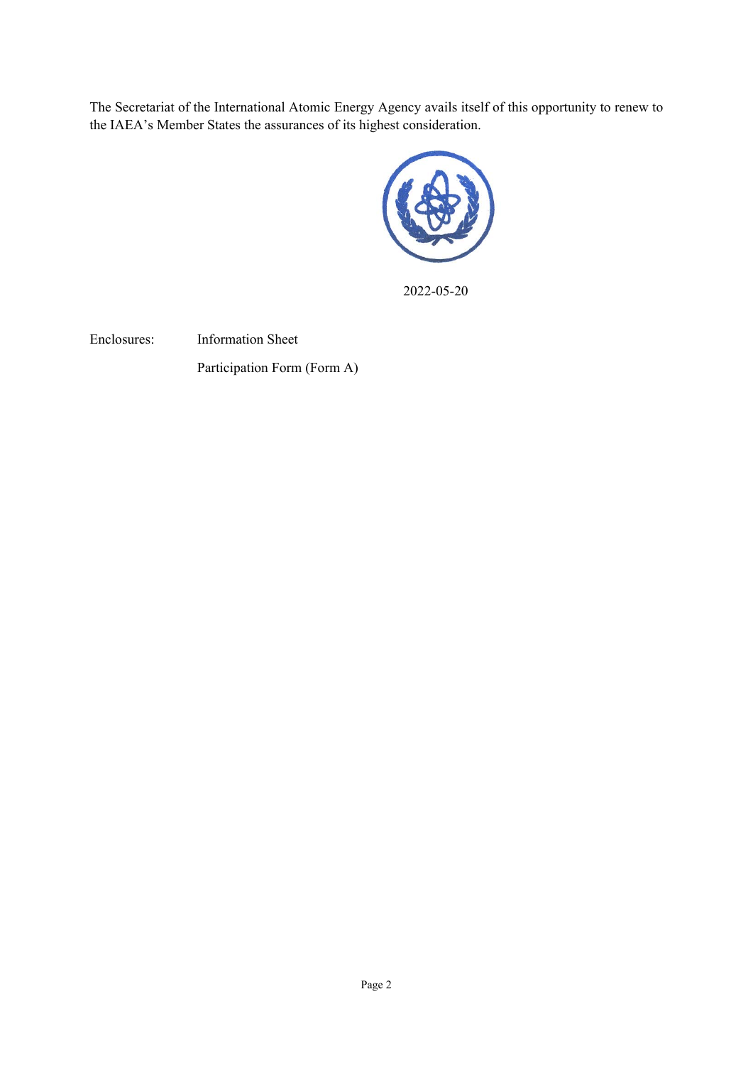The Secretariat of the International Atomic Energy Agency avails itself of this opportunity to renew to the IAEA's Member States the assurances of its highest consideration.

2022-05-20

Enclosures: Information Sheet

Participation Form (Form A)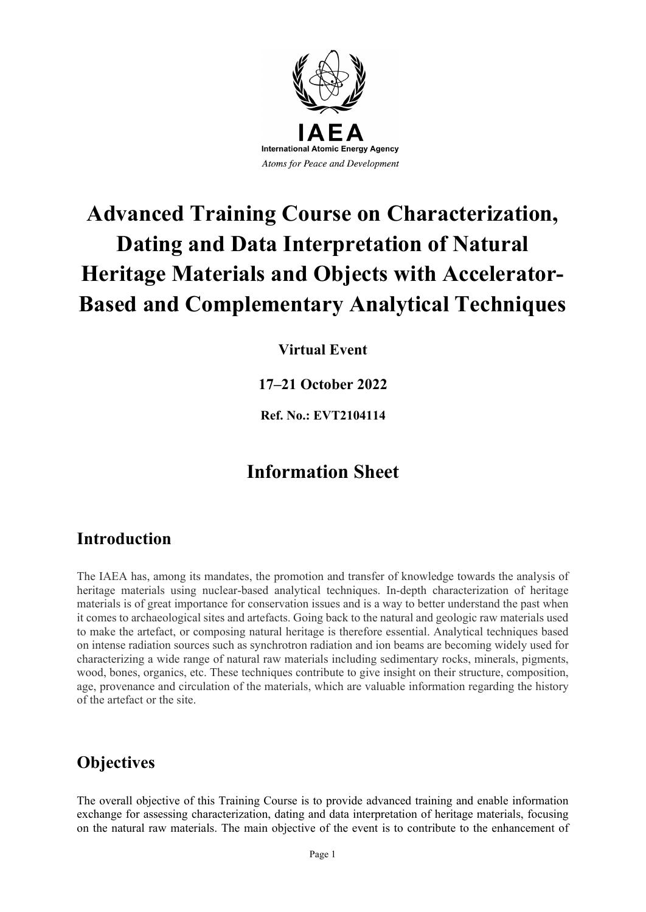**IAEA**

**International Atomic Energy Agency**

*Atoms for Peace and Development*

# Advanced Training Course on Characterization, Dating and Data Interpretation of Natural Heritage Materials and Objects with Accelerator-Based and Complementary Analytical Techniques

**Virtual Event**

**17–21 October 2022**

**Ref. No.: EVT2104114**

## Information Sheet

## Introduction

The IAEA has, among its mandates, the promotion and transfer of knowledge towards the analysis of heritage materials using nuclear-based analytical techniques. In-depth characterization of heritage materials is of great importance for conservation issues and is a way to better understand the past when it comes to archaeological sites and artefacts. Going back to the natural and geologic raw materials used to make the artefact, or composing natural heritage is therefore essential. Analytical techniques based on intense radiation sources such as synchrotron radiation and ion beams are becoming widely used for characterizing a wide range of natural raw materials including sedimentary rocks, minerals, pigments, wood, bones, organics, etc. These techniques contribute to give insight on their structure, composition, age, provenance and circulation of the materials, which are valuable information regarding the history of the artefact or the site.

## Objectives

The overall objective of this Training Course is to provide advanced training and enable information exchange for assessing characterization, dating and data interpretation of heritage materials, focusing on the natural raw materials. The main objective of the event is to contribute to the enhancement of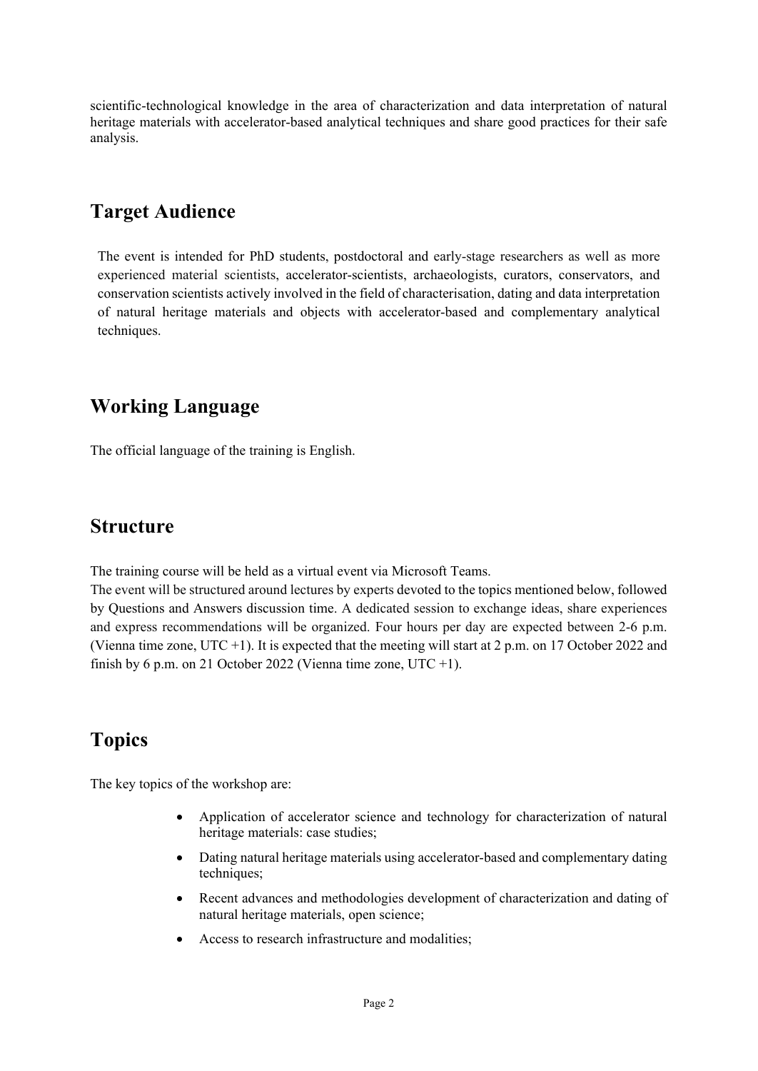scientific-technological knowledge in the area of characterization and data interpretation of natural heritage materials with accelerator-based analytical techniques and share good practices for their safe analysis.

## Target Audience

The event is intended for PhD students, postdoctoral and early-stage researchers as well as more experienced material scientists, accelerator-scientists, archaeologists, curators, conservators, and conservation scientists actively involved in the field of characterisation, dating and data interpretation of natural heritage materials and objects with accelerator-based and complementary analytical techniques.

## Working Language

The official language of the training is English.

## Structure

The training course will be held as a virtual event via Microsoft Teams.
The event will be structured around lectures by experts devoted to the topics mentioned below, followed by Questions and Answers discussion time. A dedicated session to exchange ideas, share experiences and express recommendations will be organized. Four hours per day are expected between 2-6 p.m. (Vienna time zone, UTC +1). It is expected that the meeting will start at 2 p.m. on 17 October 2022 and finish by 6 p.m. on 21 October 2022 (Vienna time zone, UTC +1).

## Topics

The key topics of the workshop are:

- Application of accelerator science and technology for characterization of natural heritage materials: case studies;
- Dating natural heritage materials using accelerator-based and complementary dating techniques;
- Recent advances and methodologies development of characterization and dating of natural heritage materials, open science;
- Access to research infrastructure and modalities;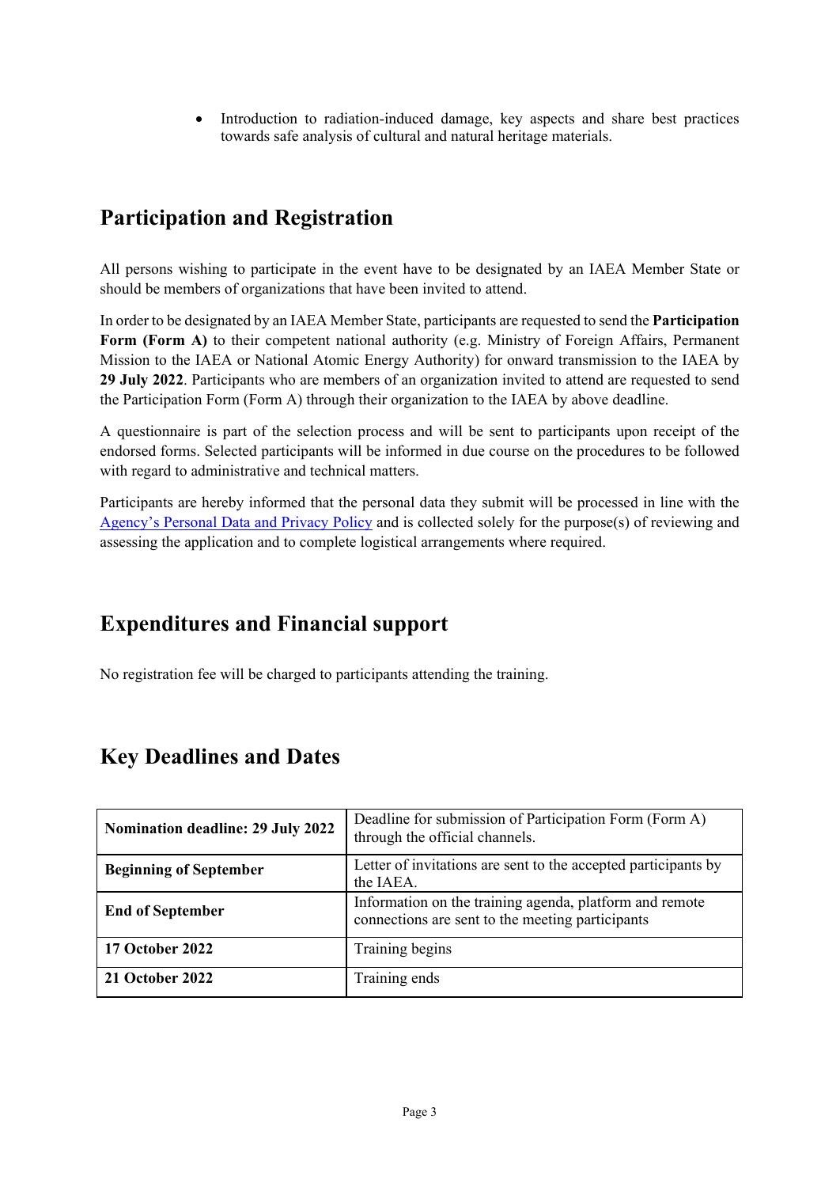- Introduction to radiation-induced damage, key aspects and share best practices towards safe analysis of cultural and natural heritage materials.

## Participation and Registration

All persons wishing to participate in the event have to be designated by an IAEA Member State or should be members of organizations that have been invited to attend.

In order to be designated by an IAEA Member State, participants are requested to send the **Participation Form (Form A)** to their competent national authority (e.g. Ministry of Foreign Affairs, Permanent Mission to the IAEA or National Atomic Energy Authority) for onward transmission to the IAEA by **29 July 2022**. Participants who are members of an organization invited to attend are requested to send the Participation Form (Form A) through their organization to the IAEA by above deadline.

A questionnaire is part of the selection process and will be sent to participants upon receipt of the endorsed forms. Selected participants will be informed in due course on the procedures to be followed with regard to administrative and technical matters.

Participants are hereby informed that the personal data they submit will be processed in line with the Agency's Personal Data and Privacy Policy and is collected solely for the purpose(s) of reviewing and assessing the application and to complete logistical arrangements where required.

## Expenditures and Financial support

No registration fee will be charged to participants attending the training.

## Key Deadlines and Dates

| | |
|---|---|
| **Nomination deadline: 29 July 2022** | Deadline for submission of Participation Form (Form A) through the official channels. |
| **Beginning of September** | Letter of invitations are sent to the accepted participants by the IAEA. |
| **End of September** | Information on the training agenda, platform and remote connections are sent to the meeting participants |
| **17 October 2022** | Training begins |
| **21 October 2022** | Training ends |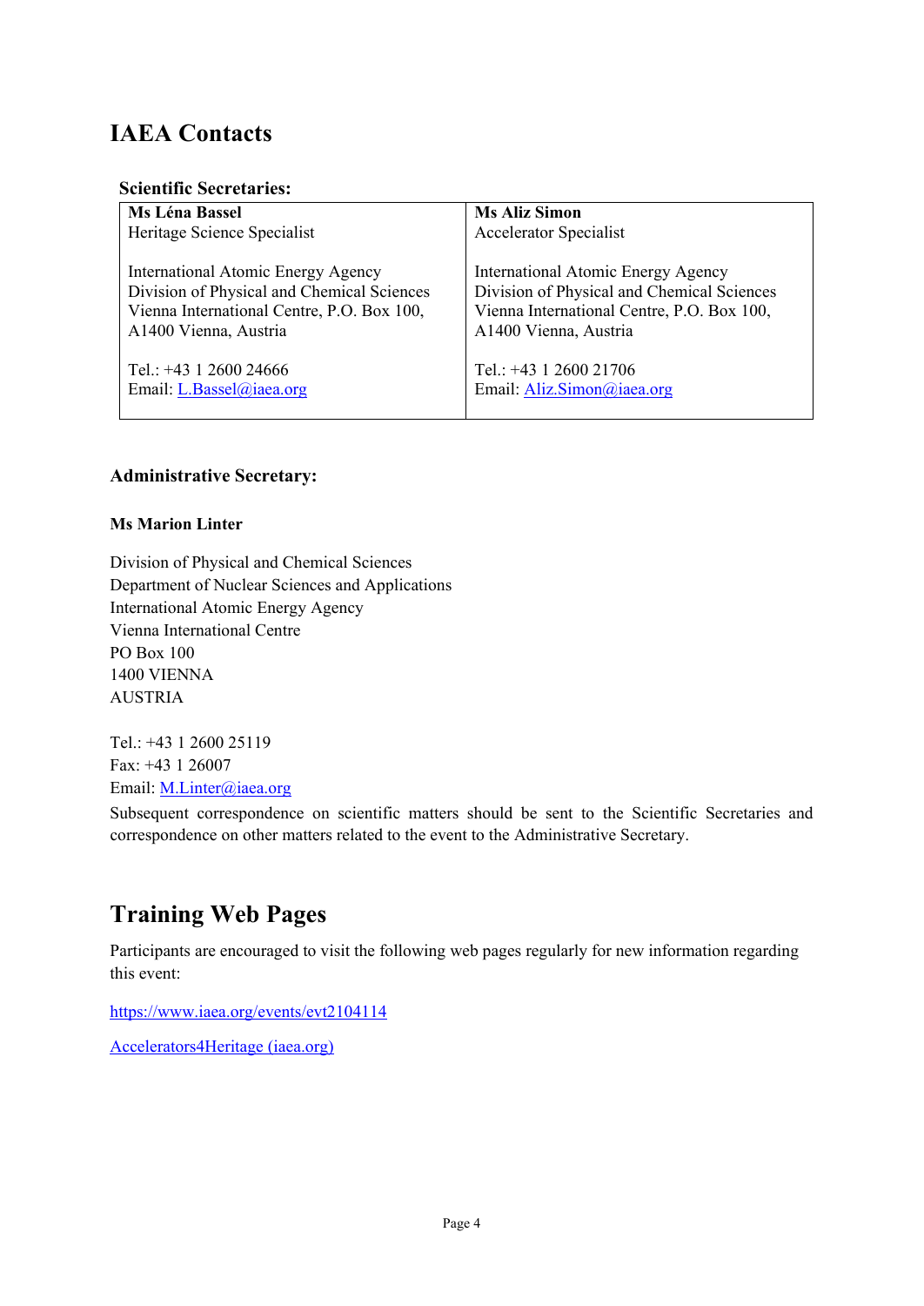# IAEA Contacts

**Scientific Secretaries:**

| **Ms Léna Bassel**<br>Heritage Science Specialist<br><br>International Atomic Energy Agency<br>Division of Physical and Chemical Sciences<br>Vienna International Centre, P.O. Box 100,<br>A1400 Vienna, Austria<br><br>Tel.: +43 1 2600 24666<br>Email: L.Bassel@iaea.org | **Ms Aliz Simon**<br>Accelerator Specialist<br><br>International Atomic Energy Agency<br>Division of Physical and Chemical Sciences<br>Vienna International Centre, P.O. Box 100,<br>A1400 Vienna, Austria<br><br>Tel.: +43 1 2600 21706<br>Email: Aliz.Simon@iaea.org |
| --- | --- |

**Administrative Secretary:**

**Ms Marion Linter**

Division of Physical and Chemical Sciences
Department of Nuclear Sciences and Applications
International Atomic Energy Agency
Vienna International Centre
PO Box 100
1400 VIENNA
AUSTRIA

Tel.: +43 1 2600 25119
Fax: +43 1 26007
Email: M.Linter@iaea.org

Subsequent correspondence on scientific matters should be sent to the Scientific Secretaries and correspondence on other matters related to the event to the Administrative Secretary.

# Training Web Pages

Participants are encouraged to visit the following web pages regularly for new information regarding this event:

https://www.iaea.org/events/evt2104114

Accelerators4Heritage (iaea.org)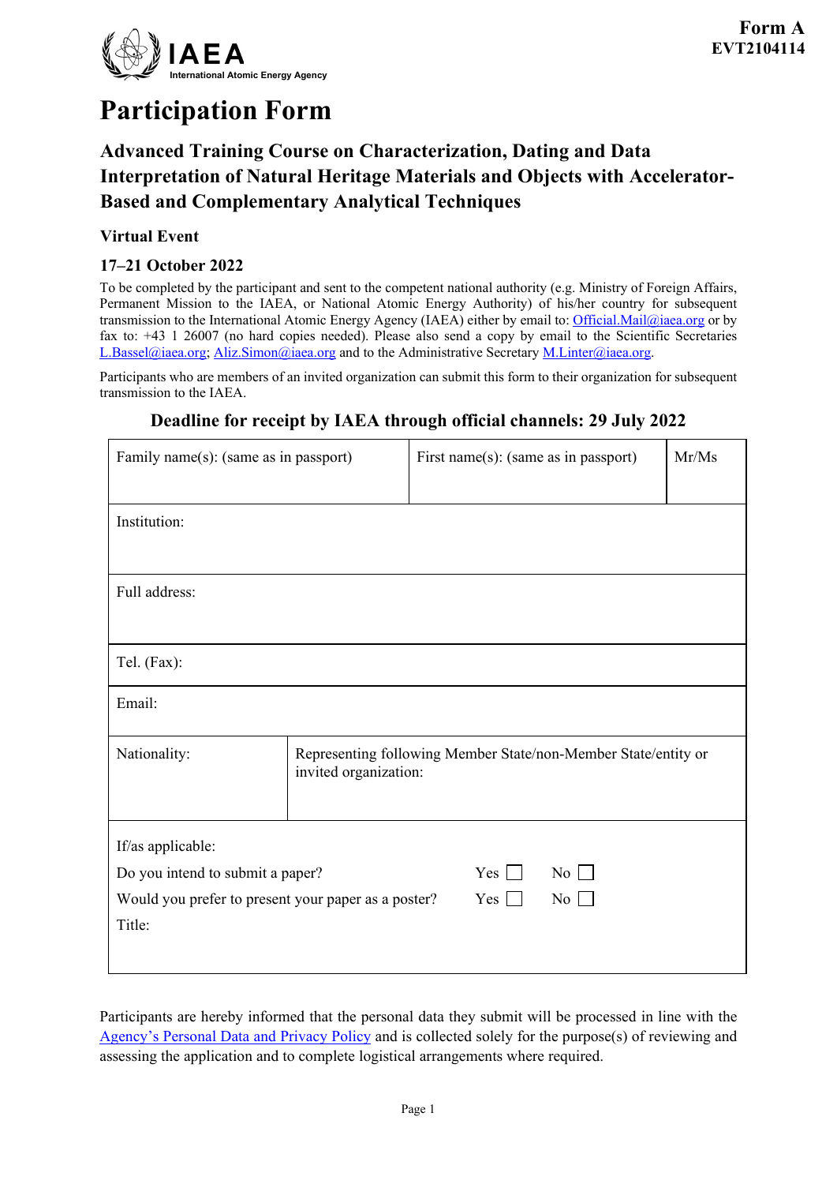IAEA
International Atomic Energy Agency

**Form A**
**EVT2104114**

# Participation Form

## Advanced Training Course on Characterization, Dating and Data Interpretation of Natural Heritage Materials and Objects with Accelerator-Based and Complementary Analytical Techniques

### Virtual Event

### 17–21 October 2022

To be completed by the participant and sent to the competent national authority (e.g. Ministry of Foreign Affairs, Permanent Mission to the IAEA, or National Atomic Energy Authority) of his/her country for subsequent transmission to the International Atomic Energy Agency (IAEA) either by email to: Official.Mail@iaea.org or by fax to: +43 1 26007 (no hard copies needed). Please also send a copy by email to the Scientific Secretaries L.Bassel@iaea.org; Aliz.Simon@iaea.org and to the Administrative Secretary M.Linter@iaea.org.

Participants who are members of an invited organization can submit this form to their organization for subsequent transmission to the IAEA.

**Deadline for receipt by IAEA through official channels: 29 July 2022**

| | | |
|---|---|---|
| Family name(s): (same as in passport) | First name(s): (same as in passport) | Mr/Ms |
| Institution: | | |
| Full address: | | |
| Tel. (Fax): | | |
| Email: | | |
| Nationality: | Representing following Member State/non-Member State/entity or invited organization: | |

If/as applicable:

Do you intend to submit a paper? Yes ☐ No ☐

Would you prefer to present your paper as a poster? Yes ☐ No ☐

Title:

Participants are hereby informed that the personal data they submit will be processed in line with the Agency's Personal Data and Privacy Policy and is collected solely for the purpose(s) of reviewing and assessing the application and to complete logistical arrangements where required.